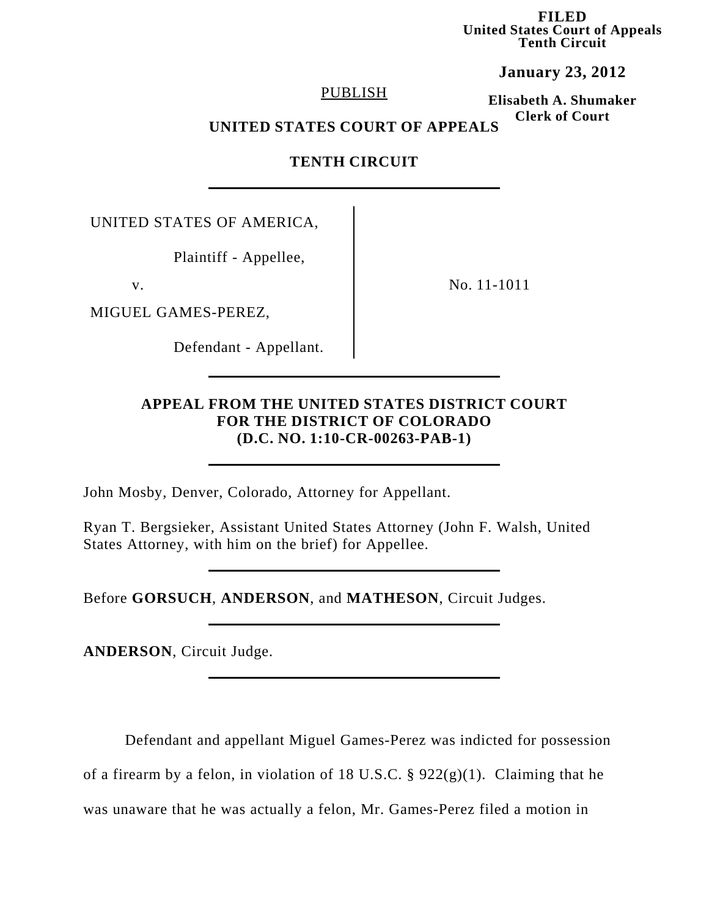**FILED**
**United States Court of Appeals**
**Tenth Circuit**

**January 23, 2012**

**Elisabeth A. Shumaker**
**Clerk of Court**

PUBLISH

**UNITED STATES COURT OF APPEALS**

**TENTH CIRCUIT**

---

| | |
|---|---|
| UNITED STATES OF AMERICA,<br><br>Plaintiff - Appellee,<br><br>v.<br><br>MIGUEL GAMES-PEREZ,<br><br>Defendant - Appellant. | No. 11-1011 |

---

**APPEAL FROM THE UNITED STATES DISTRICT COURT FOR THE DISTRICT OF COLORADO (D.C. NO. 1:10-CR-00263-PAB-1)**

---

John Mosby, Denver, Colorado, Attorney for Appellant.

Ryan T. Bergsieker, Assistant United States Attorney (John F. Walsh, United States Attorney, with him on the brief) for Appellee.

---

Before **GORSUCH**, **ANDERSON**, and **MATHESON**, Circuit Judges.

---

**ANDERSON**, Circuit Judge.

---

Defendant and appellant Miguel Games-Perez was indicted for possession of a firearm by a felon, in violation of 18 U.S.C. § 922(g)(1). Claiming that he was unaware that he was actually a felon, Mr. Games-Perez filed a motion in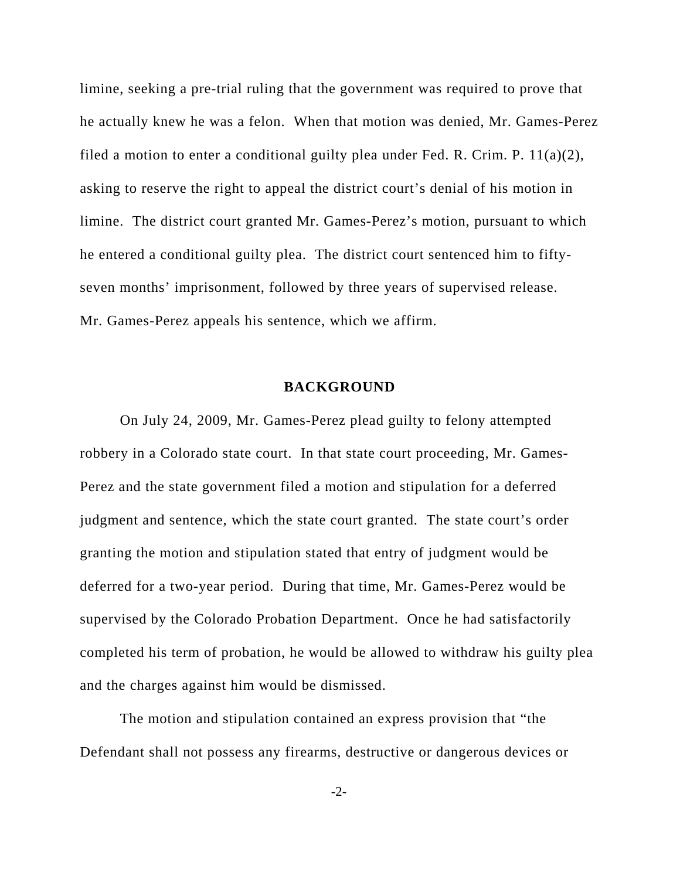limine, seeking a pre-trial ruling that the government was required to prove that he actually knew he was a felon. When that motion was denied, Mr. Games-Perez filed a motion to enter a conditional guilty plea under Fed. R. Crim. P. 11(a)(2), asking to reserve the right to appeal the district court's denial of his motion in limine. The district court granted Mr. Games-Perez's motion, pursuant to which he entered a conditional guilty plea. The district court sentenced him to fifty-seven months' imprisonment, followed by three years of supervised release. Mr. Games-Perez appeals his sentence, which we affirm.

## BACKGROUND

On July 24, 2009, Mr. Games-Perez plead guilty to felony attempted robbery in a Colorado state court. In that state court proceeding, Mr. Games-Perez and the state government filed a motion and stipulation for a deferred judgment and sentence, which the state court granted. The state court's order granting the motion and stipulation stated that entry of judgment would be deferred for a two-year period. During that time, Mr. Games-Perez would be supervised by the Colorado Probation Department. Once he had satisfactorily completed his term of probation, he would be allowed to withdraw his guilty plea and the charges against him would be dismissed.

The motion and stipulation contained an express provision that "the Defendant shall not possess any firearms, destructive or dangerous devices or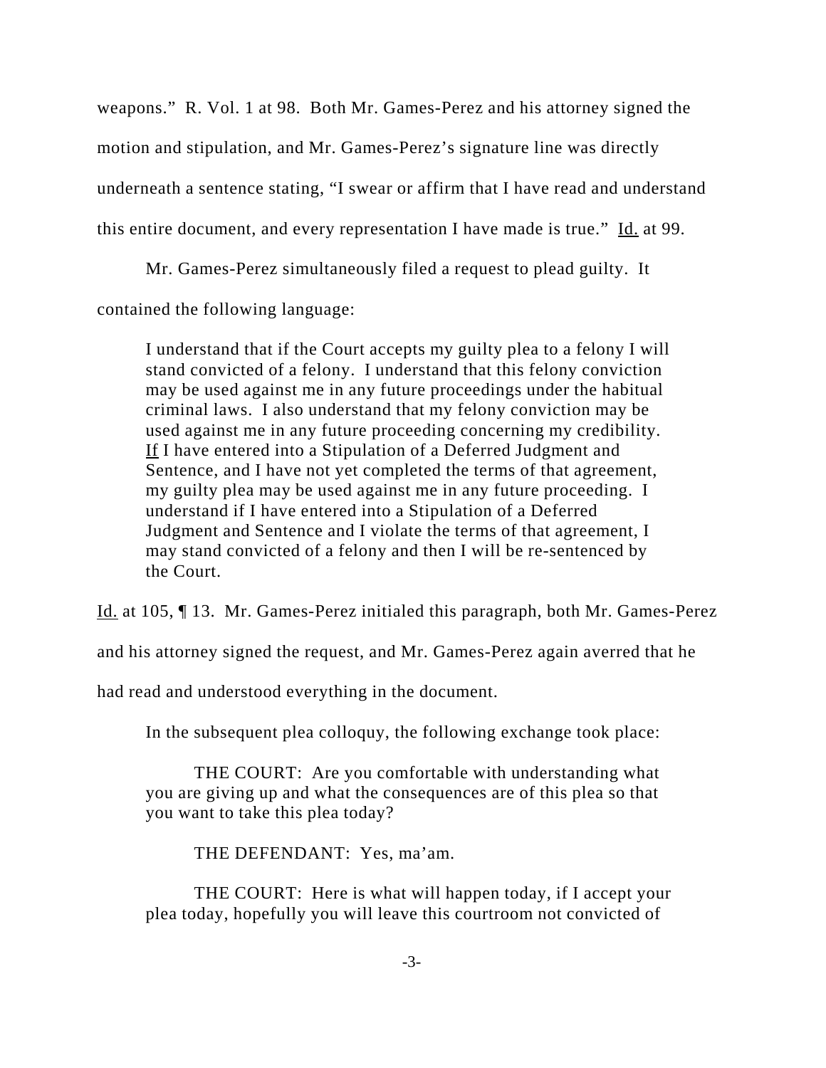weapons." R. Vol. 1 at 98. Both Mr. Games-Perez and his attorney signed the motion and stipulation, and Mr. Games-Perez's signature line was directly underneath a sentence stating, "I swear or affirm that I have read and understand this entire document, and every representation I have made is true." Id. at 99.

Mr. Games-Perez simultaneously filed a request to plead guilty. It contained the following language:

> I understand that if the Court accepts my guilty plea to a felony I will stand convicted of a felony. I understand that this felony conviction may be used against me in any future proceedings under the habitual criminal laws. I also understand that my felony conviction may be used against me in any future proceeding concerning my credibility. If I have entered into a Stipulation of a Deferred Judgment and Sentence, and I have not yet completed the terms of that agreement, my guilty plea may be used against me in any future proceeding. I understand if I have entered into a Stipulation of a Deferred Judgment and Sentence and I violate the terms of that agreement, I may stand convicted of a felony and then I will be re-sentenced by the Court.

Id. at 105, ¶ 13. Mr. Games-Perez initialed this paragraph, both Mr. Games-Perez and his attorney signed the request, and Mr. Games-Perez again averred that he had read and understood everything in the document.

In the subsequent plea colloquy, the following exchange took place:

> THE COURT: Are you comfortable with understanding what you are giving up and what the consequences are of this plea so that you want to take this plea today?
>
> THE DEFENDANT: Yes, ma'am.
>
> THE COURT: Here is what will happen today, if I accept your plea today, hopefully you will leave this courtroom not convicted of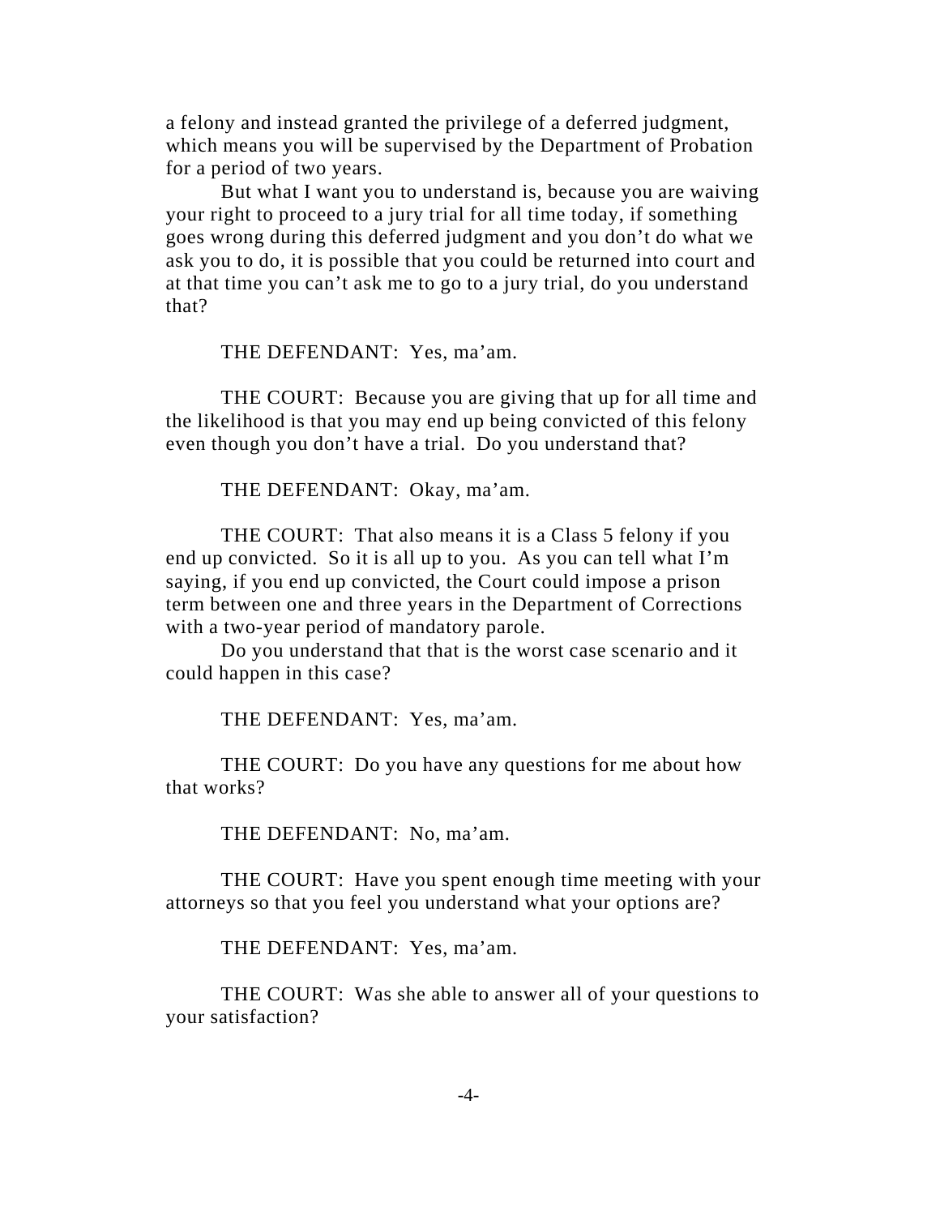a felony and instead granted the privilege of a deferred judgment, which means you will be supervised by the Department of Probation for a period of two years.

But what I want you to understand is, because you are waiving your right to proceed to a jury trial for all time today, if something goes wrong during this deferred judgment and you don't do what we ask you to do, it is possible that you could be returned into court and at that time you can't ask me to go to a jury trial, do you understand that?

THE DEFENDANT: Yes, ma'am.

THE COURT: Because you are giving that up for all time and the likelihood is that you may end up being convicted of this felony even though you don't have a trial. Do you understand that?

THE DEFENDANT: Okay, ma'am.

THE COURT: That also means it is a Class 5 felony if you end up convicted. So it is all up to you. As you can tell what I'm saying, if you end up convicted, the Court could impose a prison term between one and three years in the Department of Corrections with a two-year period of mandatory parole.

Do you understand that that is the worst case scenario and it could happen in this case?

THE DEFENDANT: Yes, ma'am.

THE COURT: Do you have any questions for me about how that works?

THE DEFENDANT: No, ma'am.

THE COURT: Have you spent enough time meeting with your attorneys so that you feel you understand what your options are?

THE DEFENDANT: Yes, ma'am.

THE COURT: Was she able to answer all of your questions to your satisfaction?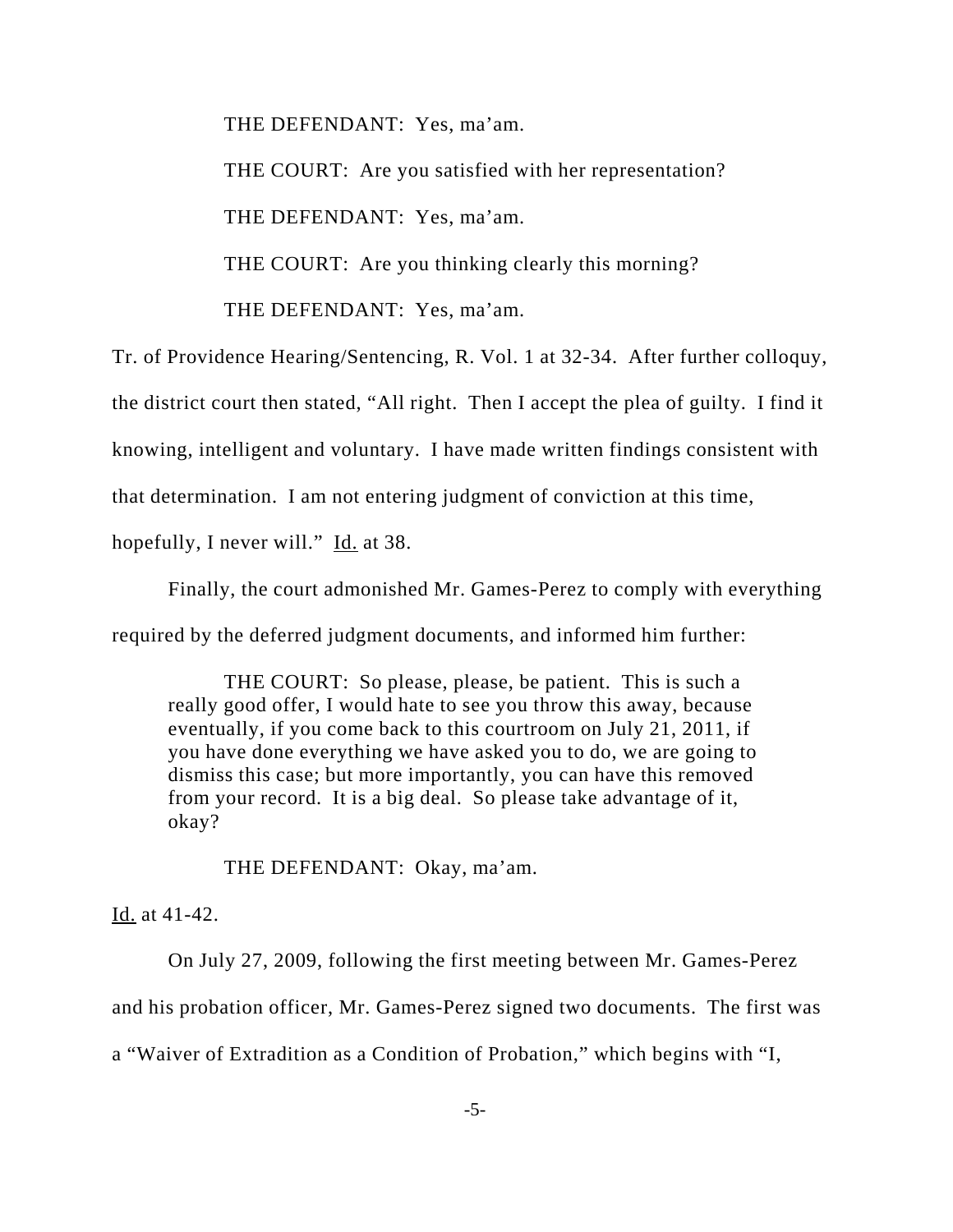THE DEFENDANT: Yes, ma'am.

THE COURT: Are you satisfied with her representation?

THE DEFENDANT: Yes, ma'am.

THE COURT: Are you thinking clearly this morning?

THE DEFENDANT: Yes, ma'am.

Tr. of Providence Hearing/Sentencing, R. Vol. 1 at 32-34. After further colloquy, the district court then stated, "All right. Then I accept the plea of guilty. I find it knowing, intelligent and voluntary. I have made written findings consistent with that determination. I am not entering judgment of conviction at this time, hopefully, I never will." Id. at 38.

Finally, the court admonished Mr. Games-Perez to comply with everything required by the deferred judgment documents, and informed him further:

> THE COURT: So please, please, be patient. This is such a really good offer, I would hate to see you throw this away, because eventually, if you come back to this courtroom on July 21, 2011, if you have done everything we have asked you to do, we are going to dismiss this case; but more importantly, you can have this removed from your record. It is a big deal. So please take advantage of it, okay?
>
> THE DEFENDANT: Okay, ma'am.

Id. at 41-42.

On July 27, 2009, following the first meeting between Mr. Games-Perez and his probation officer, Mr. Games-Perez signed two documents. The first was a "Waiver of Extradition as a Condition of Probation," which begins with "I,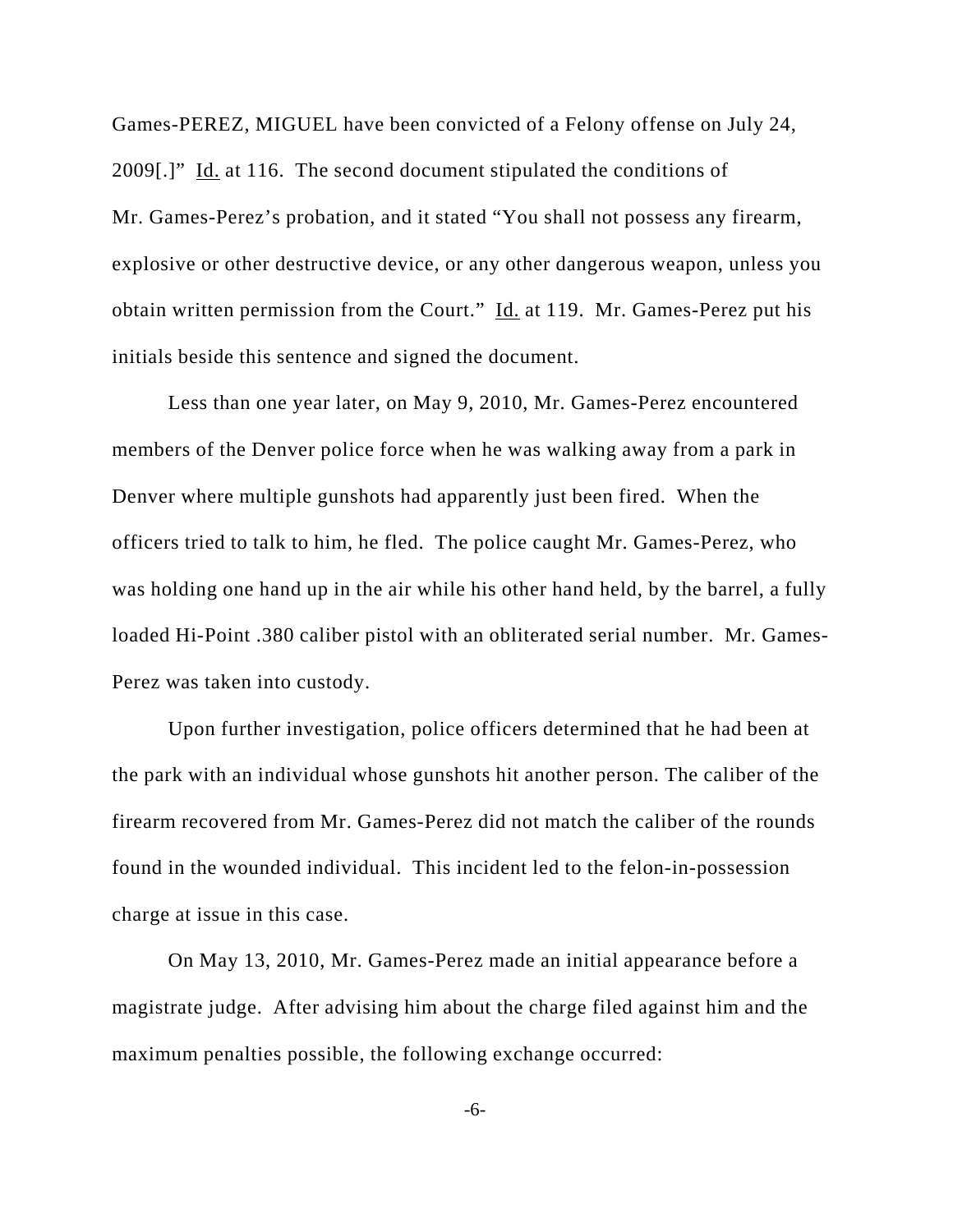Games-PEREZ, MIGUEL have been convicted of a Felony offense on July 24, 2009[.]" Id. at 116. The second document stipulated the conditions of Mr. Games-Perez's probation, and it stated "You shall not possess any firearm, explosive or other destructive device, or any other dangerous weapon, unless you obtain written permission from the Court." Id. at 119. Mr. Games-Perez put his initials beside this sentence and signed the document.

Less than one year later, on May 9, 2010, Mr. Games-Perez encountered members of the Denver police force when he was walking away from a park in Denver where multiple gunshots had apparently just been fired. When the officers tried to talk to him, he fled. The police caught Mr. Games-Perez, who was holding one hand up in the air while his other hand held, by the barrel, a fully loaded Hi-Point .380 caliber pistol with an obliterated serial number. Mr. Games-Perez was taken into custody.

Upon further investigation, police officers determined that he had been at the park with an individual whose gunshots hit another person. The caliber of the firearm recovered from Mr. Games-Perez did not match the caliber of the rounds found in the wounded individual. This incident led to the felon-in-possession charge at issue in this case.

On May 13, 2010, Mr. Games-Perez made an initial appearance before a magistrate judge. After advising him about the charge filed against him and the maximum penalties possible, the following exchange occurred: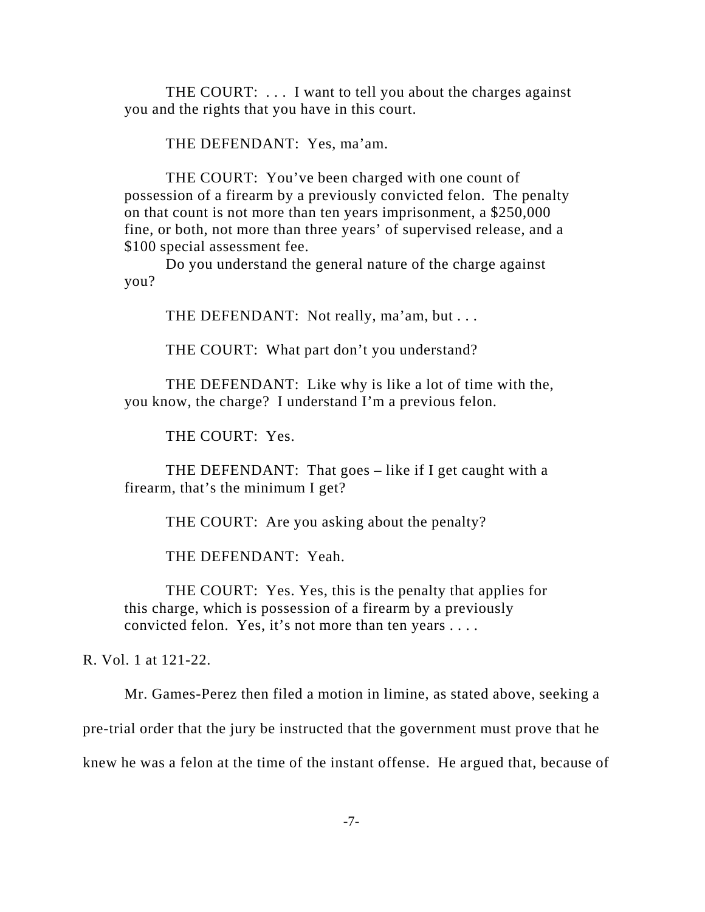THE COURT: . . . I want to tell you about the charges against you and the rights that you have in this court.

THE DEFENDANT: Yes, ma'am.

THE COURT: You've been charged with one count of possession of a firearm by a previously convicted felon. The penalty on that count is not more than ten years imprisonment, a $250,000 fine, or both, not more than three years' of supervised release, and a $100 special assessment fee.

Do you understand the general nature of the charge against you?

THE DEFENDANT: Not really, ma'am, but . . .

THE COURT: What part don't you understand?

THE DEFENDANT: Like why is like a lot of time with the, you know, the charge? I understand I'm a previous felon.

THE COURT: Yes.

THE DEFENDANT: That goes – like if I get caught with a firearm, that's the minimum I get?

THE COURT: Are you asking about the penalty?

THE DEFENDANT: Yeah.

THE COURT: Yes. Yes, this is the penalty that applies for this charge, which is possession of a firearm by a previously convicted felon. Yes, it's not more than ten years . . . .

R. Vol. 1 at 121-22.

Mr. Games-Perez then filed a motion in limine, as stated above, seeking a pre-trial order that the jury be instructed that the government must prove that he knew he was a felon at the time of the instant offense. He argued that, because of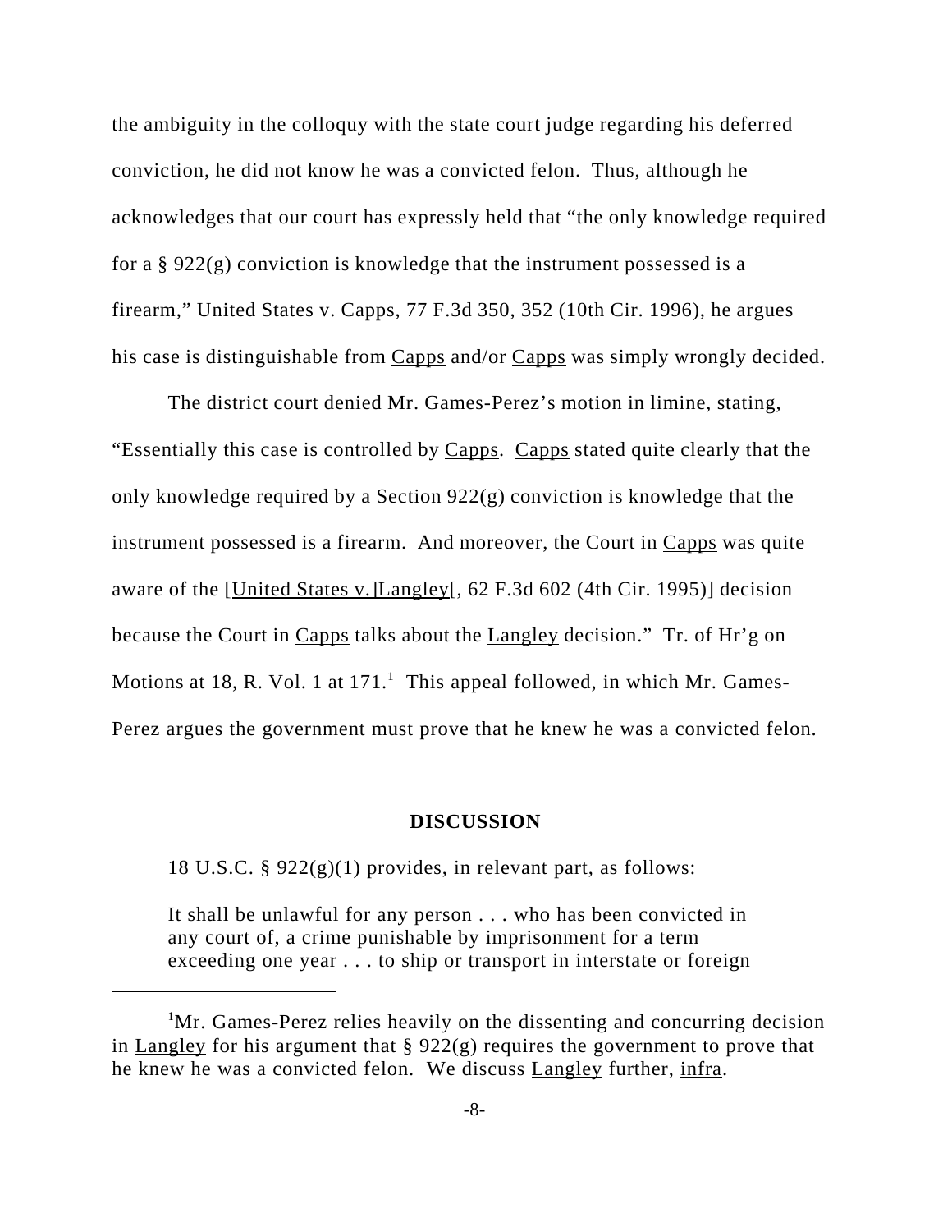the ambiguity in the colloquy with the state court judge regarding his deferred conviction, he did not know he was a convicted felon. Thus, although he acknowledges that our court has expressly held that "the only knowledge required for a § 922(g) conviction is knowledge that the instrument possessed is a firearm," United States v. Capps, 77 F.3d 350, 352 (10th Cir. 1996), he argues his case is distinguishable from Capps and/or Capps was simply wrongly decided.

The district court denied Mr. Games-Perez's motion in limine, stating, "Essentially this case is controlled by Capps. Capps stated quite clearly that the only knowledge required by a Section 922(g) conviction is knowledge that the instrument possessed is a firearm. And moreover, the Court in Capps was quite aware of the [United States v.]Langley[, 62 F.3d 602 (4th Cir. 1995)] decision because the Court in Capps talks about the Langley decision." Tr. of Hr'g on Motions at 18, R. Vol. 1 at 171.[1] This appeal followed, in which Mr. Games-Perez argues the government must prove that he knew he was a convicted felon.

## DISCUSSION

18 U.S.C. § 922(g)(1) provides, in relevant part, as follows:

> It shall be unlawful for any person . . . who has been convicted in any court of, a crime punishable by imprisonment for a term exceeding one year . . . to ship or transport in interstate or foreign

[1]Mr. Games-Perez relies heavily on the dissenting and concurring decision in Langley for his argument that § 922(g) requires the government to prove that he knew he was a convicted felon. We discuss Langley further, infra.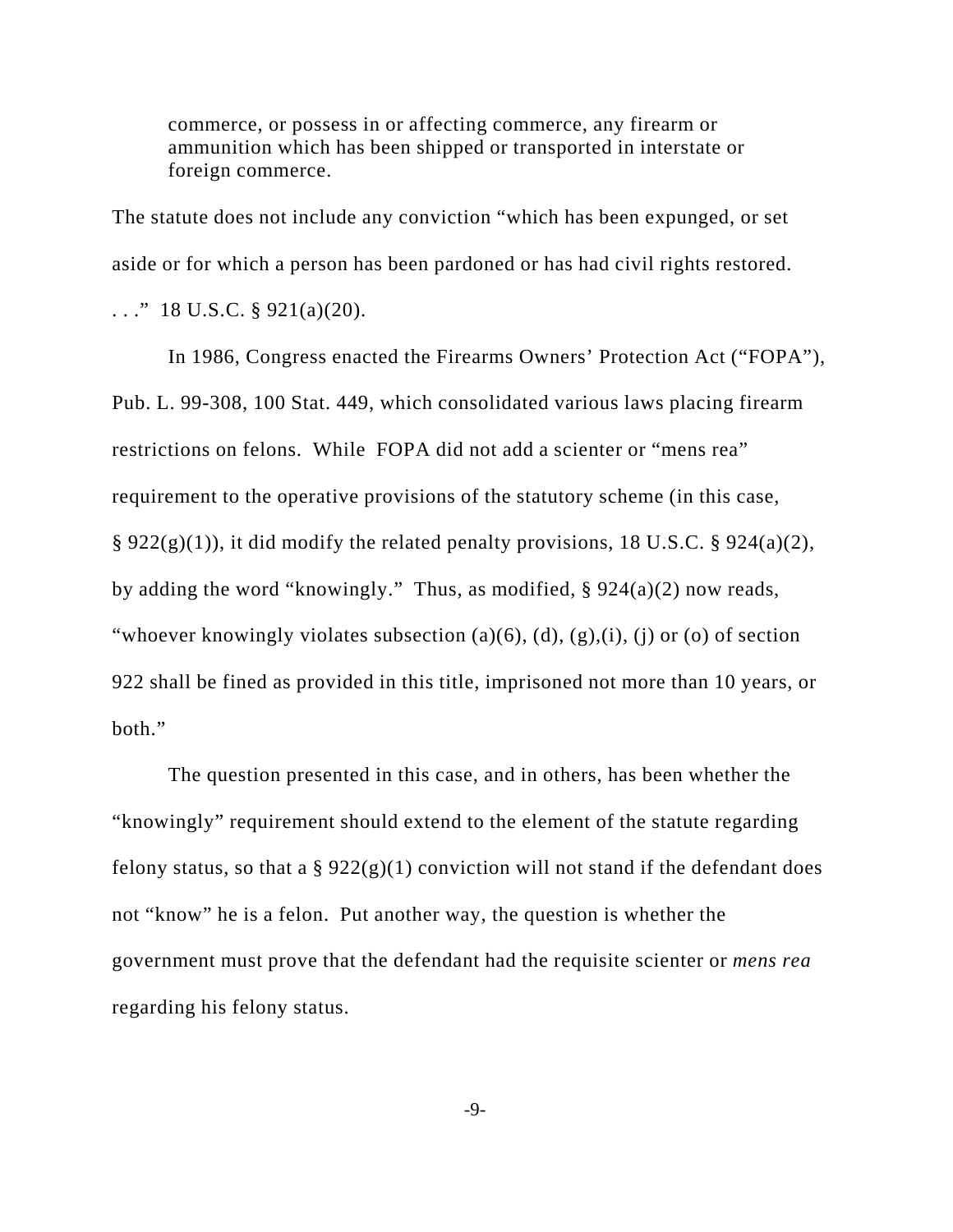> commerce, or possess in or affecting commerce, any firearm or ammunition which has been shipped or transported in interstate or foreign commerce.

The statute does not include any conviction "which has been expunged, or set aside or for which a person has been pardoned or has had civil rights restored. . . ." 18 U.S.C. § 921(a)(20).

In 1986, Congress enacted the Firearms Owners' Protection Act ("FOPA"), Pub. L. 99-308, 100 Stat. 449, which consolidated various laws placing firearm restrictions on felons. While FOPA did not add a scienter or "mens rea" requirement to the operative provisions of the statutory scheme (in this case, § 922(g)(1)), it did modify the related penalty provisions, 18 U.S.C. § 924(a)(2), by adding the word "knowingly." Thus, as modified, § 924(a)(2) now reads, "whoever knowingly violates subsection (a)(6), (d), (g),(i), (j) or (o) of section 922 shall be fined as provided in this title, imprisoned not more than 10 years, or both."

The question presented in this case, and in others, has been whether the "knowingly" requirement should extend to the element of the statute regarding felony status, so that a § 922(g)(1) conviction will not stand if the defendant does not "know" he is a felon. Put another way, the question is whether the government must prove that the defendant had the requisite scienter or *mens rea* regarding his felony status.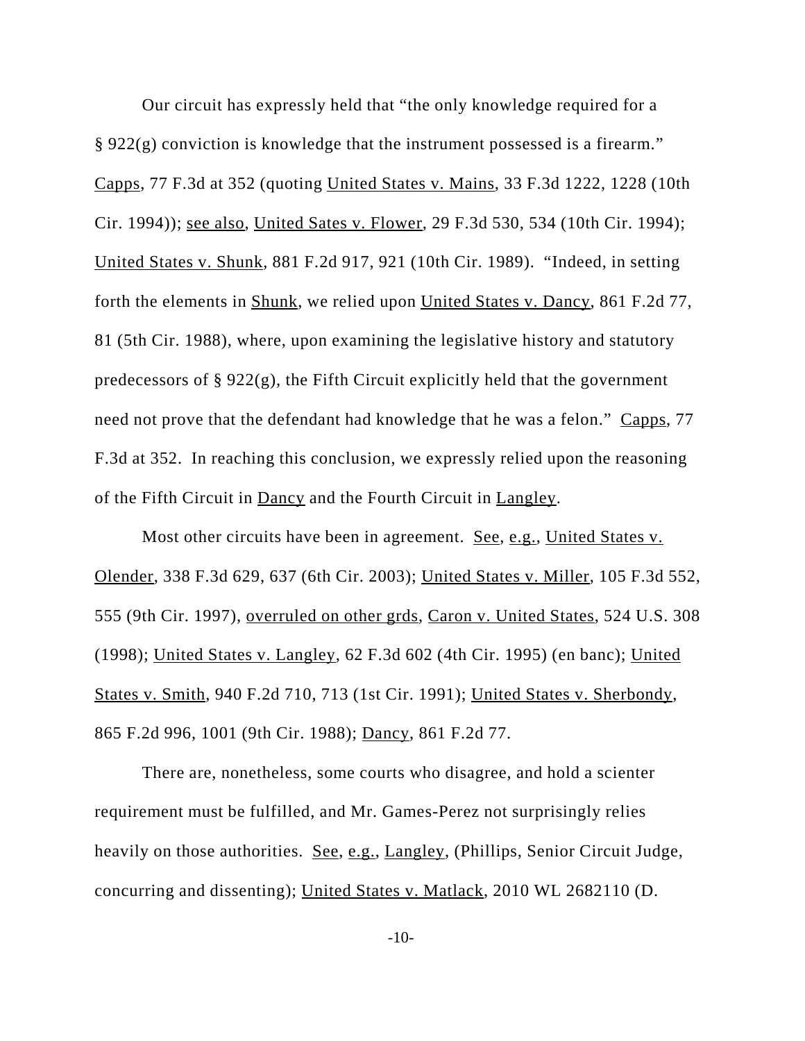Our circuit has expressly held that "the only knowledge required for a § 922(g) conviction is knowledge that the instrument possessed is a firearm." Capps, 77 F.3d at 352 (quoting United States v. Mains, 33 F.3d 1222, 1228 (10th Cir. 1994)); see also, United Sates v. Flower, 29 F.3d 530, 534 (10th Cir. 1994); United States v. Shunk, 881 F.2d 917, 921 (10th Cir. 1989). "Indeed, in setting forth the elements in Shunk, we relied upon United States v. Dancy, 861 F.2d 77, 81 (5th Cir. 1988), where, upon examining the legislative history and statutory predecessors of § 922(g), the Fifth Circuit explicitly held that the government need not prove that the defendant had knowledge that he was a felon." Capps, 77 F.3d at 352. In reaching this conclusion, we expressly relied upon the reasoning of the Fifth Circuit in Dancy and the Fourth Circuit in Langley.

Most other circuits have been in agreement. See, e.g., United States v. Olender, 338 F.3d 629, 637 (6th Cir. 2003); United States v. Miller, 105 F.3d 552, 555 (9th Cir. 1997), overruled on other grds, Caron v. United States, 524 U.S. 308 (1998); United States v. Langley, 62 F.3d 602 (4th Cir. 1995) (en banc); United States v. Smith, 940 F.2d 710, 713 (1st Cir. 1991); United States v. Sherbondy, 865 F.2d 996, 1001 (9th Cir. 1988); Dancy, 861 F.2d 77.

There are, nonetheless, some courts who disagree, and hold a scienter requirement must be fulfilled, and Mr. Games-Perez not surprisingly relies heavily on those authorities. See, e.g., Langley, (Phillips, Senior Circuit Judge, concurring and dissenting); United States v. Matlack, 2010 WL 2682110 (D.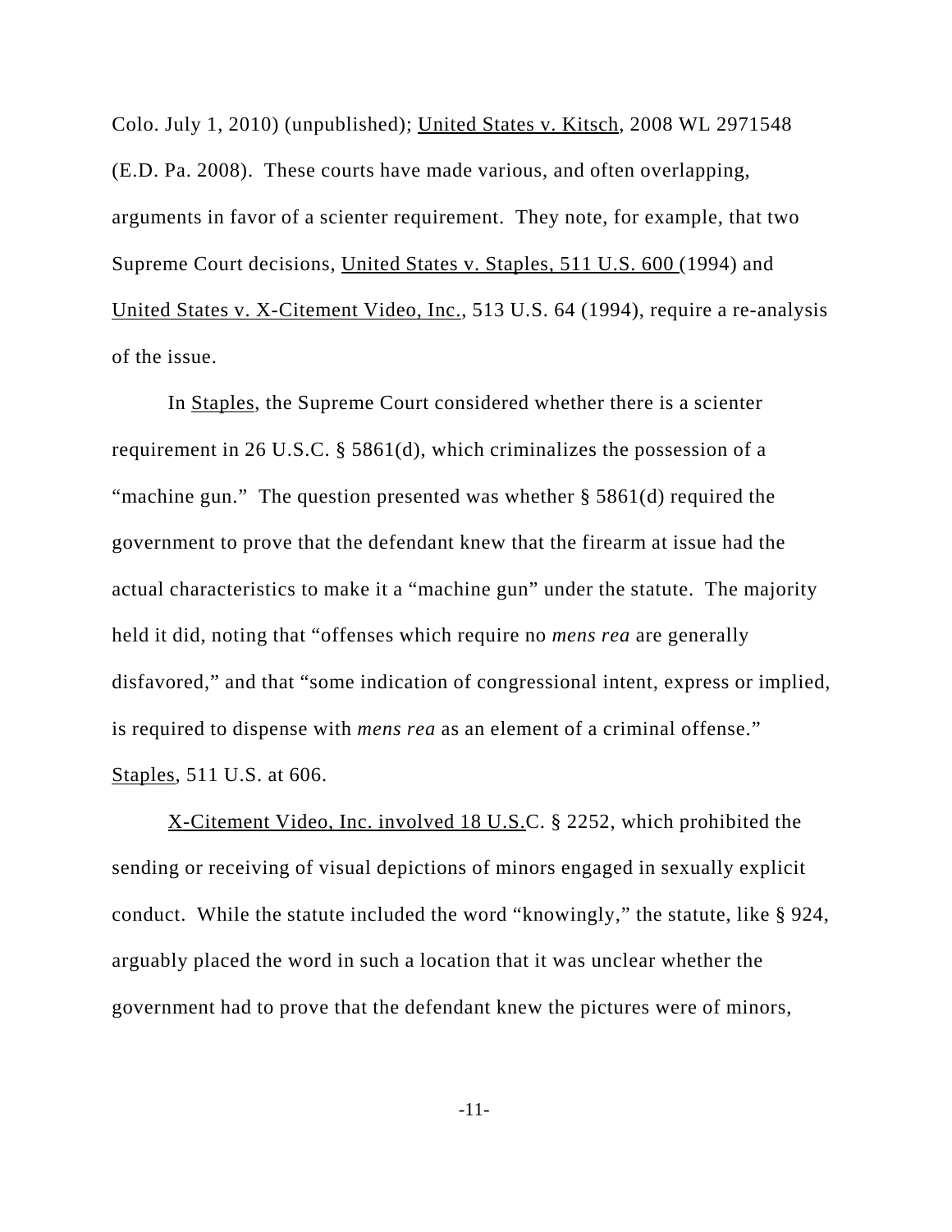Colo. July 1, 2010) (unpublished); United States v. Kitsch, 2008 WL 2971548 (E.D. Pa. 2008). These courts have made various, and often overlapping, arguments in favor of a scienter requirement. They note, for example, that two Supreme Court decisions, United States v. Staples, 511 U.S. 600 (1994) and United States v. X-Citement Video, Inc., 513 U.S. 64 (1994), require a re-analysis of the issue.

In Staples, the Supreme Court considered whether there is a scienter requirement in 26 U.S.C. § 5861(d), which criminalizes the possession of a "machine gun." The question presented was whether § 5861(d) required the government to prove that the defendant knew that the firearm at issue had the actual characteristics to make it a "machine gun" under the statute. The majority held it did, noting that "offenses which require no *mens rea* are generally disfavored," and that "some indication of congressional intent, express or implied, is required to dispense with *mens rea* as an element of a criminal offense." Staples, 511 U.S. at 606.

X-Citement Video, Inc. involved 18 U.S.C. § 2252, which prohibited the sending or receiving of visual depictions of minors engaged in sexually explicit conduct. While the statute included the word "knowingly," the statute, like § 924, arguably placed the word in such a location that it was unclear whether the government had to prove that the defendant knew the pictures were of minors,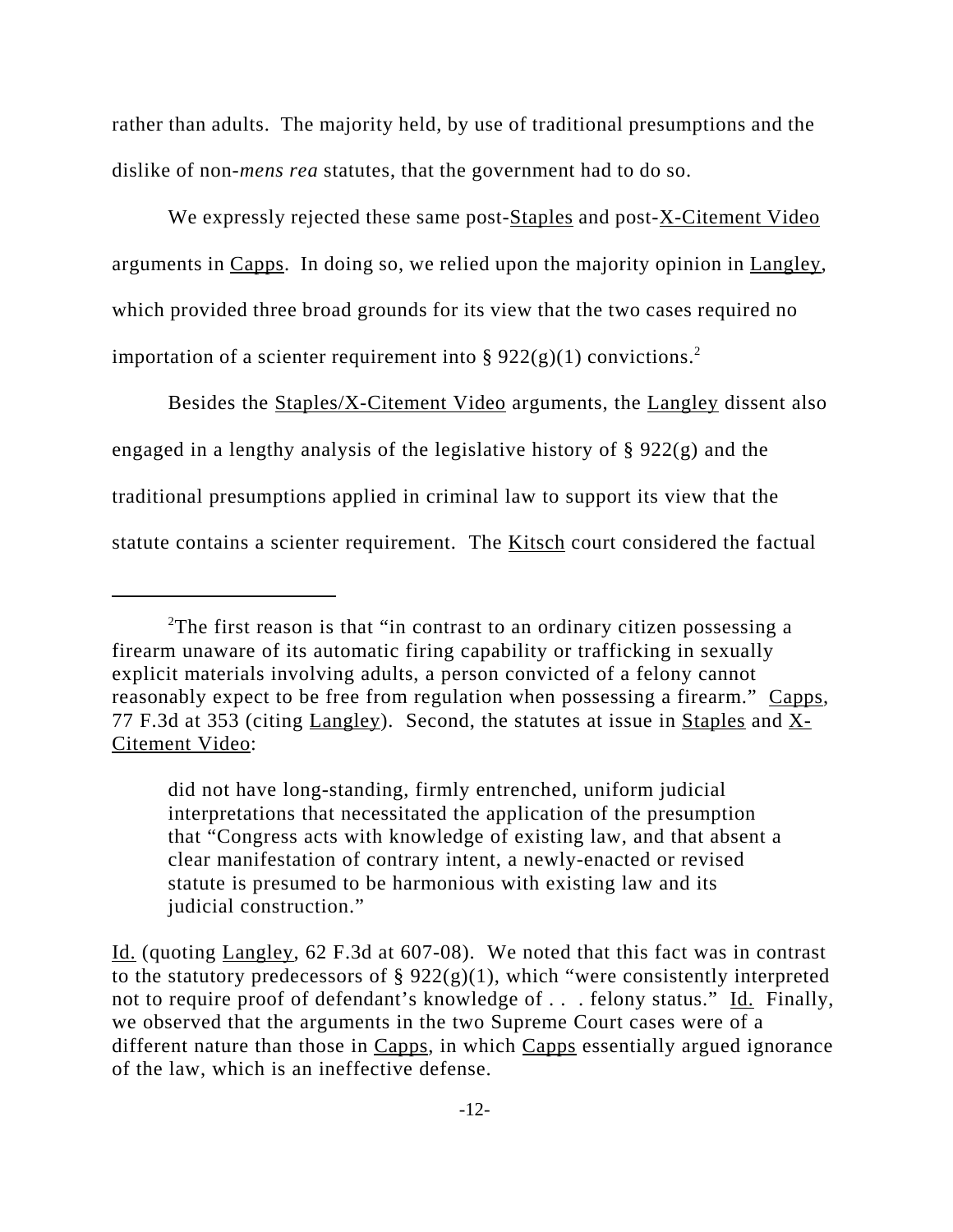rather than adults. The majority held, by use of traditional presumptions and the dislike of non-*mens rea* statutes, that the government had to do so.

We expressly rejected these same post-Staples and post-X-Citement Video arguments in Capps. In doing so, we relied upon the majority opinion in Langley, which provided three broad grounds for its view that the two cases required no importation of a scienter requirement into § 922(g)(1) convictions.[2]

Besides the Staples/X-Citement Video arguments, the Langley dissent also engaged in a lengthy analysis of the legislative history of § 922(g) and the traditional presumptions applied in criminal law to support its view that the statute contains a scienter requirement. The Kitsch court considered the factual

---

[2]The first reason is that "in contrast to an ordinary citizen possessing a firearm unaware of its automatic firing capability or trafficking in sexually explicit materials involving adults, a person convicted of a felony cannot reasonably expect to be free from regulation when possessing a firearm." Capps, 77 F.3d at 353 (citing Langley). Second, the statutes at issue in Staples and X-Citement Video:

> did not have long-standing, firmly entrenched, uniform judicial interpretations that necessitated the application of the presumption that "Congress acts with knowledge of existing law, and that absent a clear manifestation of contrary intent, a newly-enacted or revised statute is presumed to be harmonious with existing law and its judicial construction."

Id. (quoting Langley, 62 F.3d at 607-08). We noted that this fact was in contrast to the statutory predecessors of § 922(g)(1), which "were consistently interpreted not to require proof of defendant's knowledge of . . . felony status." Id. Finally, we observed that the arguments in the two Supreme Court cases were of a different nature than those in Capps, in which Capps essentially argued ignorance of the law, which is an ineffective defense.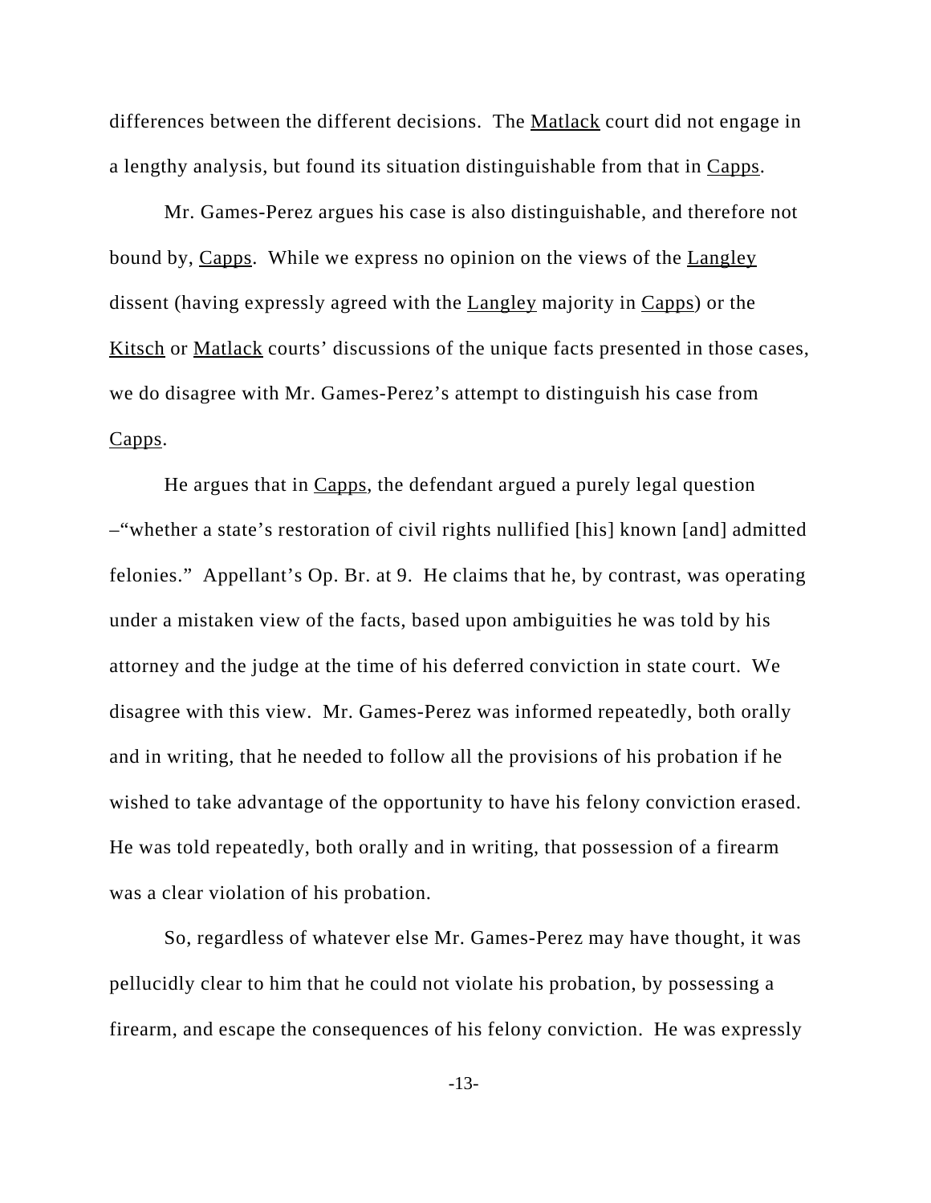differences between the different decisions. The Matlack court did not engage in a lengthy analysis, but found its situation distinguishable from that in Capps.

Mr. Games-Perez argues his case is also distinguishable, and therefore not bound by, Capps. While we express no opinion on the views of the Langley dissent (having expressly agreed with the Langley majority in Capps) or the Kitsch or Matlack courts' discussions of the unique facts presented in those cases, we do disagree with Mr. Games-Perez's attempt to distinguish his case from Capps.

He argues that in Capps, the defendant argued a purely legal question –"whether a state's restoration of civil rights nullified [his] known [and] admitted felonies." Appellant's Op. Br. at 9. He claims that he, by contrast, was operating under a mistaken view of the facts, based upon ambiguities he was told by his attorney and the judge at the time of his deferred conviction in state court. We disagree with this view. Mr. Games-Perez was informed repeatedly, both orally and in writing, that he needed to follow all the provisions of his probation if he wished to take advantage of the opportunity to have his felony conviction erased. He was told repeatedly, both orally and in writing, that possession of a firearm was a clear violation of his probation.

So, regardless of whatever else Mr. Games-Perez may have thought, it was pellucidly clear to him that he could not violate his probation, by possessing a firearm, and escape the consequences of his felony conviction. He was expressly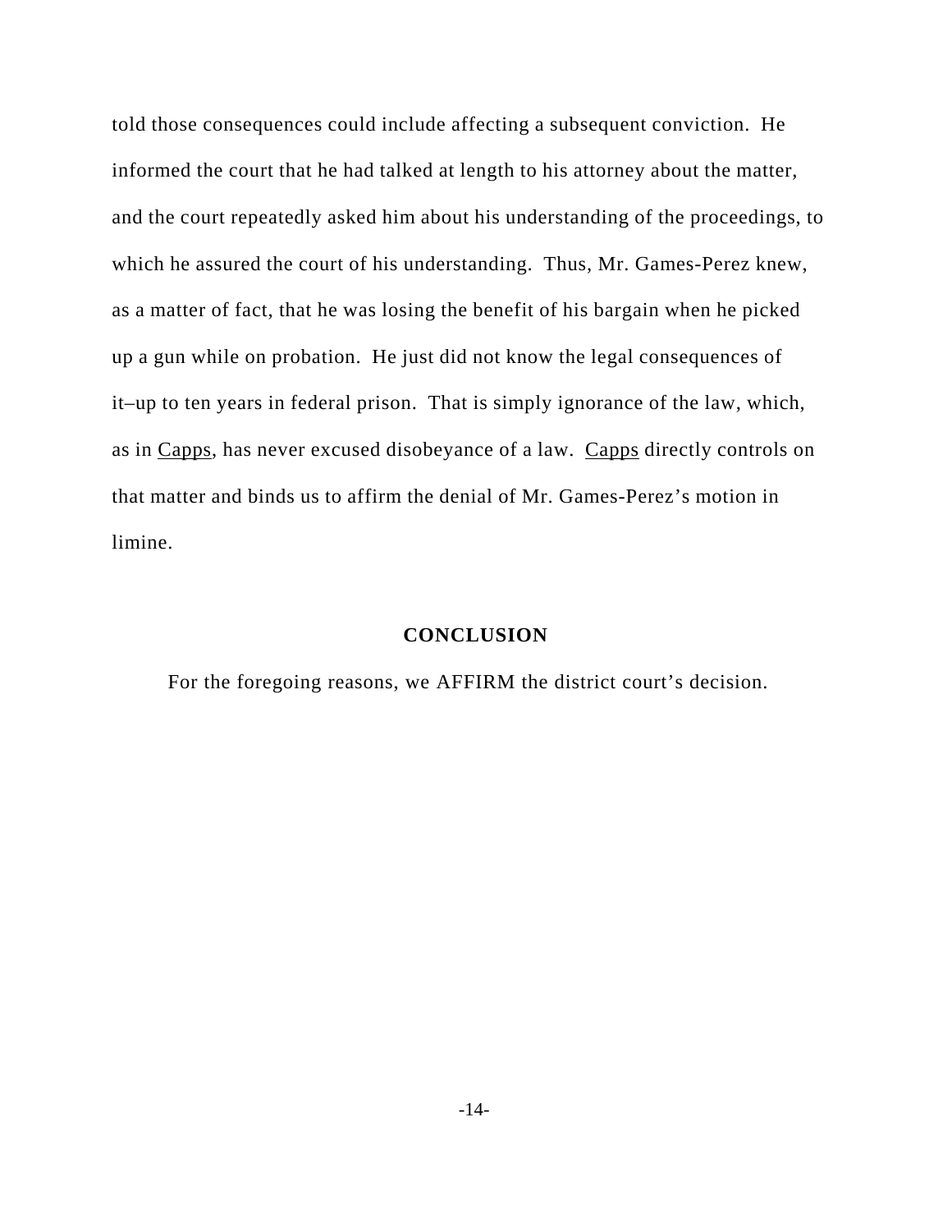told those consequences could include affecting a subsequent conviction. He informed the court that he had talked at length to his attorney about the matter, and the court repeatedly asked him about his understanding of the proceedings, to which he assured the court of his understanding. Thus, Mr. Games-Perez knew, as a matter of fact, that he was losing the benefit of his bargain when he picked up a gun while on probation. He just did not know the legal consequences of it–up to ten years in federal prison. That is simply ignorance of the law, which, as in Capps, has never excused disobeyance of a law. Capps directly controls on that matter and binds us to affirm the denial of Mr. Games-Perez's motion in limine.

## CONCLUSION

For the foregoing reasons, we AFFIRM the district court's decision.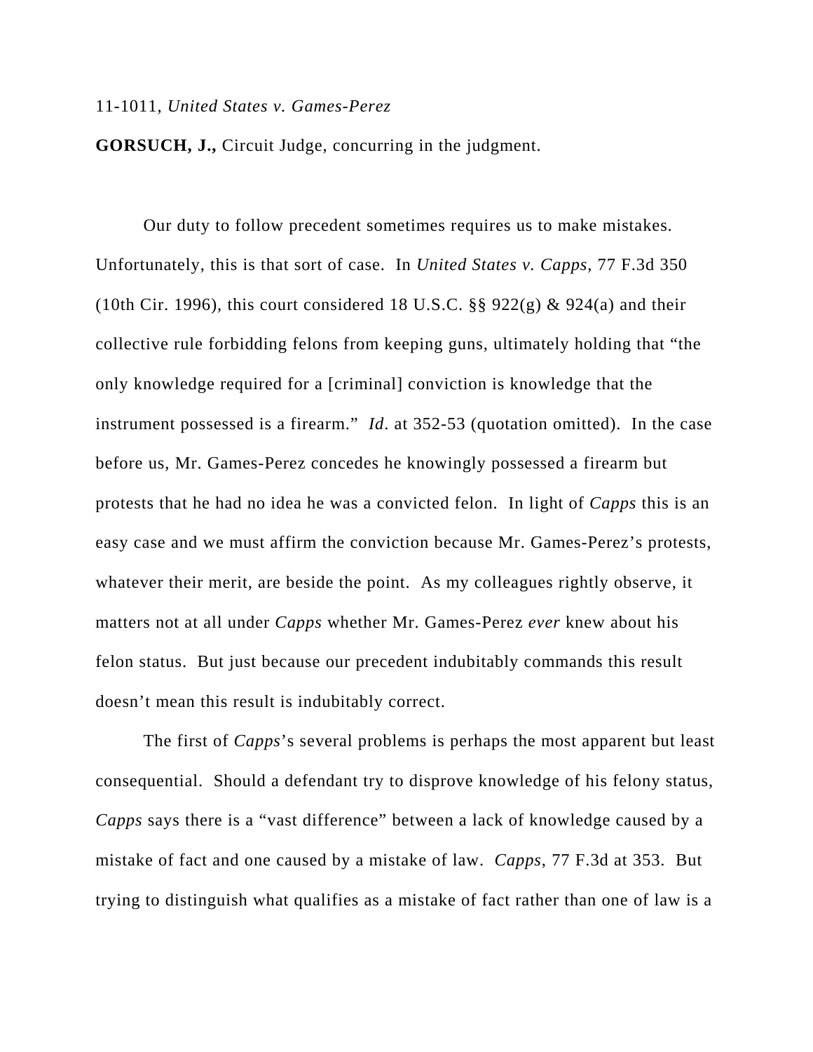11-1011, *United States v. Games-Perez*

**GORSUCH, J.,** Circuit Judge, concurring in the judgment.

Our duty to follow precedent sometimes requires us to make mistakes. Unfortunately, this is that sort of case. In *United States v. Capps*, 77 F.3d 350 (10th Cir. 1996), this court considered 18 U.S.C. §§ 922(g) & 924(a) and their collective rule forbidding felons from keeping guns, ultimately holding that "the only knowledge required for a [criminal] conviction is knowledge that the instrument possessed is a firearm." *Id*. at 352-53 (quotation omitted). In the case before us, Mr. Games-Perez concedes he knowingly possessed a firearm but protests that he had no idea he was a convicted felon. In light of *Capps* this is an easy case and we must affirm the conviction because Mr. Games-Perez's protests, whatever their merit, are beside the point. As my colleagues rightly observe, it matters not at all under *Capps* whether Mr. Games-Perez *ever* knew about his felon status. But just because our precedent indubitably commands this result doesn't mean this result is indubitably correct.

The first of *Capps*'s several problems is perhaps the most apparent but least consequential. Should a defendant try to disprove knowledge of his felony status, *Capps* says there is a "vast difference" between a lack of knowledge caused by a mistake of fact and one caused by a mistake of law. *Capps*, 77 F.3d at 353. But trying to distinguish what qualifies as a mistake of fact rather than one of law is a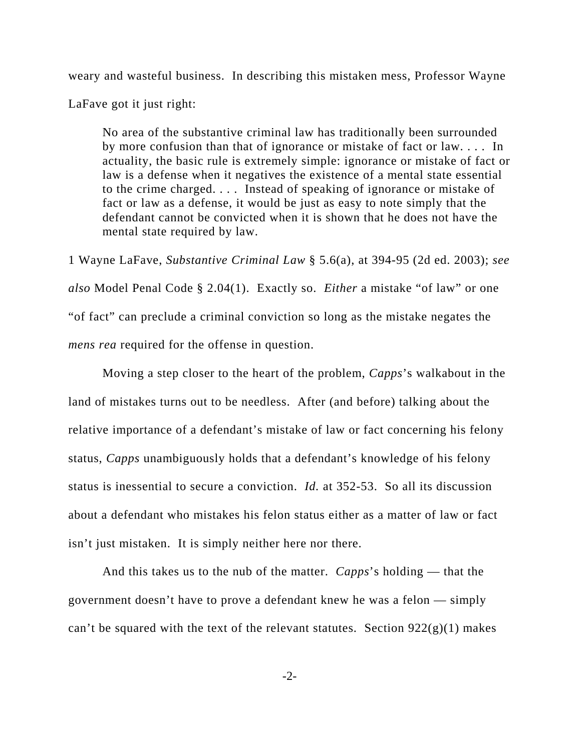weary and wasteful business. In describing this mistaken mess, Professor Wayne LaFave got it just right:

> No area of the substantive criminal law has traditionally been surrounded by more confusion than that of ignorance or mistake of fact or law. . . . In actuality, the basic rule is extremely simple: ignorance or mistake of fact or law is a defense when it negatives the existence of a mental state essential to the crime charged. . . . Instead of speaking of ignorance or mistake of fact or law as a defense, it would be just as easy to note simply that the defendant cannot be convicted when it is shown that he does not have the mental state required by law.

1 Wayne LaFave, *Substantive Criminal Law* § 5.6(a), at 394-95 (2d ed. 2003); *see also* Model Penal Code § 2.04(1). Exactly so. *Either* a mistake "of law" or one "of fact" can preclude a criminal conviction so long as the mistake negates the *mens rea* required for the offense in question.

Moving a step closer to the heart of the problem, *Capps*'s walkabout in the land of mistakes turns out to be needless. After (and before) talking about the relative importance of a defendant's mistake of law or fact concerning his felony status, *Capps* unambiguously holds that a defendant's knowledge of his felony status is inessential to secure a conviction. *Id.* at 352-53. So all its discussion about a defendant who mistakes his felon status either as a matter of law or fact isn't just mistaken. It is simply neither here nor there.

And this takes us to the nub of the matter. *Capps*'s holding — that the government doesn't have to prove a defendant knew he was a felon — simply can't be squared with the text of the relevant statutes. Section 922(g)(1) makes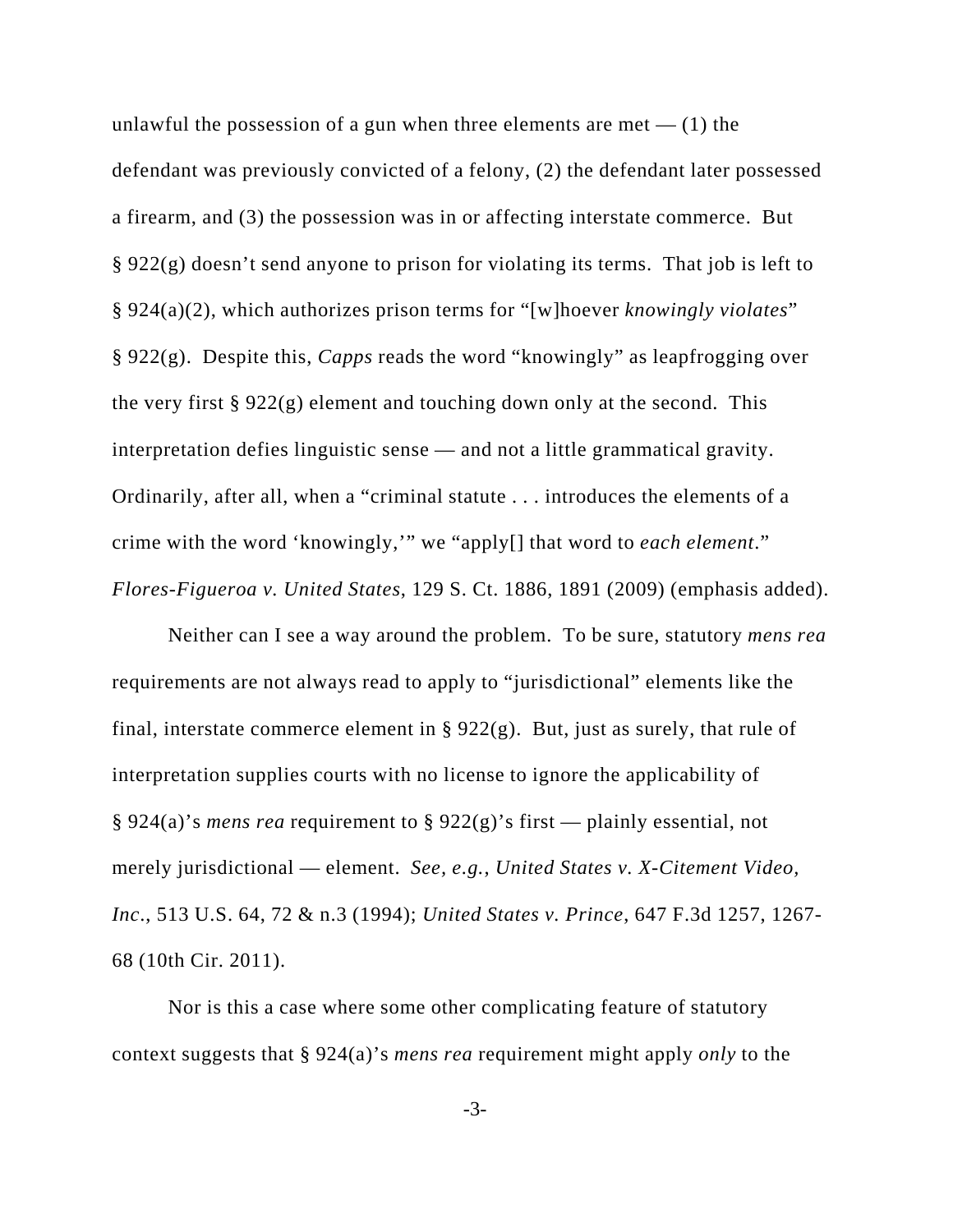unlawful the possession of a gun when three elements are met — (1) the defendant was previously convicted of a felony, (2) the defendant later possessed a firearm, and (3) the possession was in or affecting interstate commerce. But § 922(g) doesn't send anyone to prison for violating its terms. That job is left to § 924(a)(2), which authorizes prison terms for "[w]hoever *knowingly violates*" § 922(g). Despite this, *Capps* reads the word "knowingly" as leapfrogging over the very first § 922(g) element and touching down only at the second. This interpretation defies linguistic sense — and not a little grammatical gravity. Ordinarily, after all, when a "criminal statute . . . introduces the elements of a crime with the word 'knowingly,'" we "apply[] that word to *each element*." *Flores-Figueroa v. United States*, 129 S. Ct. 1886, 1891 (2009) (emphasis added).

Neither can I see a way around the problem. To be sure, statutory *mens rea* requirements are not always read to apply to "jurisdictional" elements like the final, interstate commerce element in § 922(g). But, just as surely, that rule of interpretation supplies courts with no license to ignore the applicability of § 924(a)'s *mens rea* requirement to § 922(g)'s first — plainly essential, not merely jurisdictional — element. *See, e.g.*, *United States v. X-Citement Video, Inc.*, 513 U.S. 64, 72 & n.3 (1994); *United States v. Prince*, 647 F.3d 1257, 1267-68 (10th Cir. 2011).

Nor is this a case where some other complicating feature of statutory context suggests that § 924(a)'s *mens rea* requirement might apply *only* to the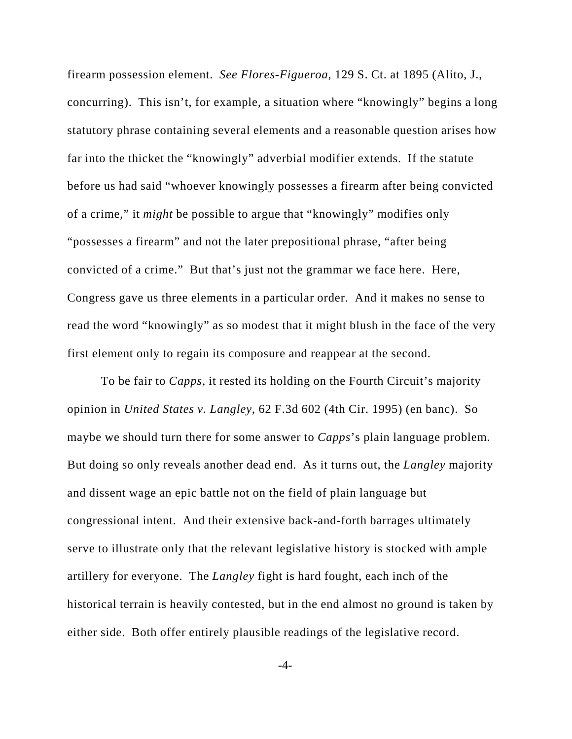firearm possession element. *See Flores-Figueroa*, 129 S. Ct. at 1895 (Alito, J., concurring). This isn't, for example, a situation where "knowingly" begins a long statutory phrase containing several elements and a reasonable question arises how far into the thicket the "knowingly" adverbial modifier extends. If the statute before us had said "whoever knowingly possesses a firearm after being convicted of a crime," it *might* be possible to argue that "knowingly" modifies only "possesses a firearm" and not the later prepositional phrase, "after being convicted of a crime." But that's just not the grammar we face here. Here, Congress gave us three elements in a particular order. And it makes no sense to read the word "knowingly" as so modest that it might blush in the face of the very first element only to regain its composure and reappear at the second.

To be fair to *Capps*, it rested its holding on the Fourth Circuit's majority opinion in *United States v. Langley*, 62 F.3d 602 (4th Cir. 1995) (en banc). So maybe we should turn there for some answer to *Capps*'s plain language problem. But doing so only reveals another dead end. As it turns out, the *Langley* majority and dissent wage an epic battle not on the field of plain language but congressional intent. And their extensive back-and-forth barrages ultimately serve to illustrate only that the relevant legislative history is stocked with ample artillery for everyone. The *Langley* fight is hard fought, each inch of the historical terrain is heavily contested, but in the end almost no ground is taken by either side. Both offer entirely plausible readings of the legislative record.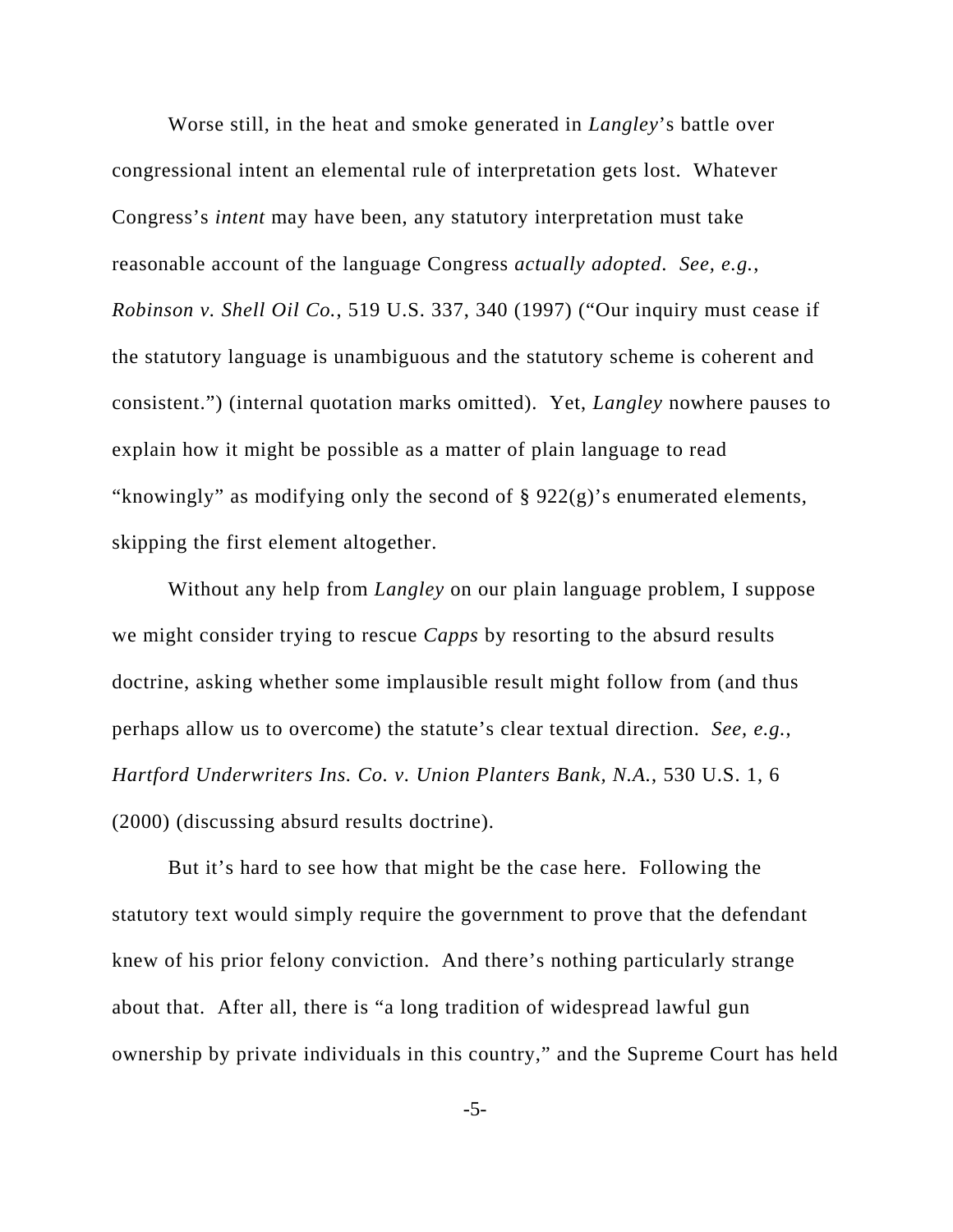Worse still, in the heat and smoke generated in *Langley*'s battle over congressional intent an elemental rule of interpretation gets lost. Whatever Congress's *intent* may have been, any statutory interpretation must take reasonable account of the language Congress *actually adopted*. *See, e.g.*, *Robinson v. Shell Oil Co.*, 519 U.S. 337, 340 (1997) ("Our inquiry must cease if the statutory language is unambiguous and the statutory scheme is coherent and consistent.") (internal quotation marks omitted). Yet, *Langley* nowhere pauses to explain how it might be possible as a matter of plain language to read "knowingly" as modifying only the second of § 922(g)'s enumerated elements, skipping the first element altogether.

Without any help from *Langley* on our plain language problem, I suppose we might consider trying to rescue *Capps* by resorting to the absurd results doctrine, asking whether some implausible result might follow from (and thus perhaps allow us to overcome) the statute's clear textual direction. *See, e.g.*, *Hartford Underwriters Ins. Co. v. Union Planters Bank, N.A.*, 530 U.S. 1, 6 (2000) (discussing absurd results doctrine).

But it's hard to see how that might be the case here. Following the statutory text would simply require the government to prove that the defendant knew of his prior felony conviction. And there's nothing particularly strange about that. After all, there is "a long tradition of widespread lawful gun ownership by private individuals in this country," and the Supreme Court has held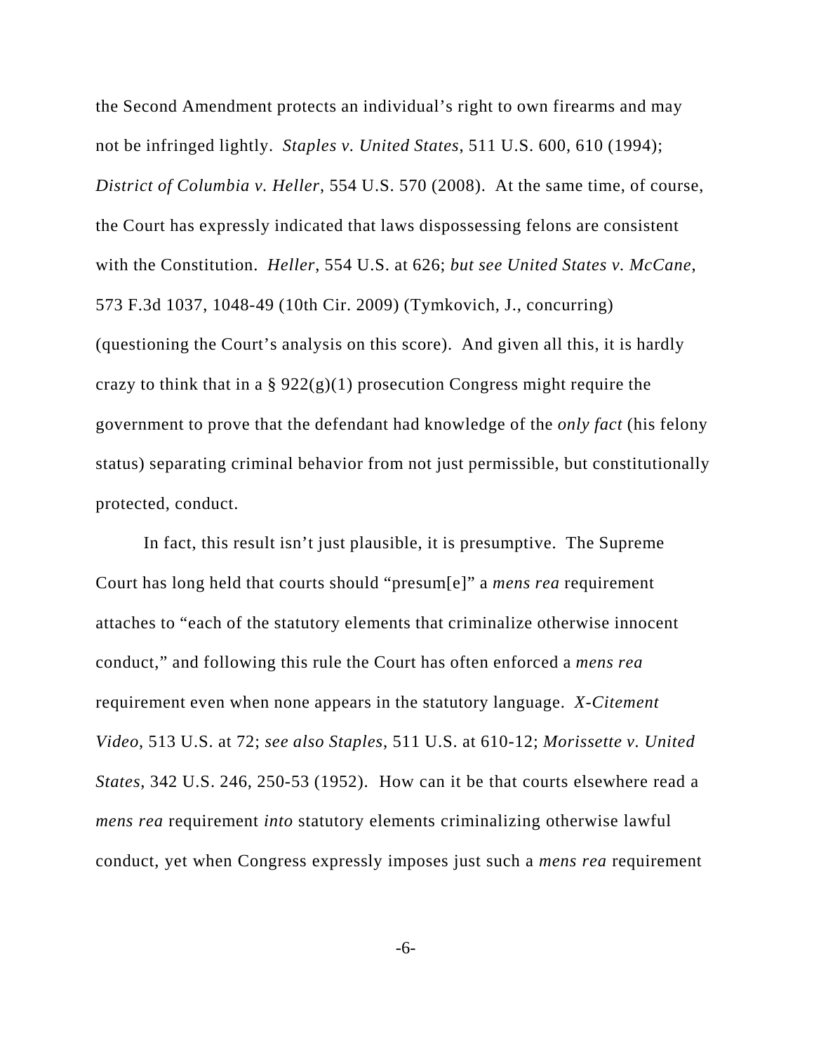the Second Amendment protects an individual's right to own firearms and may not be infringed lightly. *Staples v. United States*, 511 U.S. 600, 610 (1994); *District of Columbia v. Heller*, 554 U.S. 570 (2008). At the same time, of course, the Court has expressly indicated that laws dispossessing felons are consistent with the Constitution. *Heller*, 554 U.S. at 626; *but see United States v. McCane*, 573 F.3d 1037, 1048-49 (10th Cir. 2009) (Tymkovich, J., concurring) (questioning the Court's analysis on this score). And given all this, it is hardly crazy to think that in a § 922(g)(1) prosecution Congress might require the government to prove that the defendant had knowledge of the *only fact* (his felony status) separating criminal behavior from not just permissible, but constitutionally protected, conduct.

In fact, this result isn't just plausible, it is presumptive. The Supreme Court has long held that courts should "presum[e]" a *mens rea* requirement attaches to "each of the statutory elements that criminalize otherwise innocent conduct," and following this rule the Court has often enforced a *mens rea* requirement even when none appears in the statutory language. *X-Citement Video*, 513 U.S. at 72; *see also Staples*, 511 U.S. at 610-12; *Morissette v. United States*, 342 U.S. 246, 250-53 (1952). How can it be that courts elsewhere read a *mens rea* requirement *into* statutory elements criminalizing otherwise lawful conduct, yet when Congress expressly imposes just such a *mens rea* requirement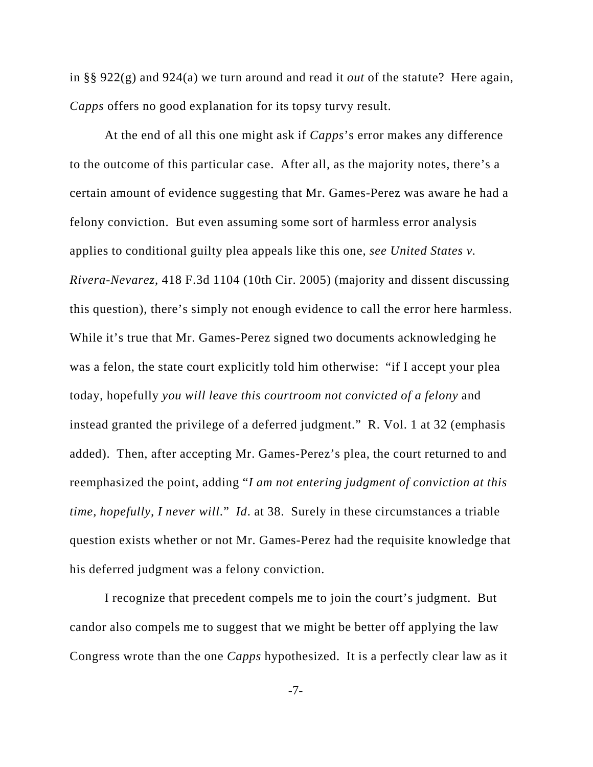in §§ 922(g) and 924(a) we turn around and read it *out* of the statute? Here again, *Capps* offers no good explanation for its topsy turvy result.

At the end of all this one might ask if *Capps*'s error makes any difference to the outcome of this particular case. After all, as the majority notes, there's a certain amount of evidence suggesting that Mr. Games-Perez was aware he had a felony conviction. But even assuming some sort of harmless error analysis applies to conditional guilty plea appeals like this one, *see United States v. Rivera-Nevarez*, 418 F.3d 1104 (10th Cir. 2005) (majority and dissent discussing this question), there's simply not enough evidence to call the error here harmless. While it's true that Mr. Games-Perez signed two documents acknowledging he was a felon, the state court explicitly told him otherwise: "if I accept your plea today, hopefully *you will leave this courtroom not convicted of a felony* and instead granted the privilege of a deferred judgment." R. Vol. 1 at 32 (emphasis added). Then, after accepting Mr. Games-Perez's plea, the court returned to and reemphasized the point, adding "*I am not entering judgment of conviction at this time, hopefully, I never will*." *Id*. at 38. Surely in these circumstances a triable question exists whether or not Mr. Games-Perez had the requisite knowledge that his deferred judgment was a felony conviction.

I recognize that precedent compels me to join the court's judgment. But candor also compels me to suggest that we might be better off applying the law Congress wrote than the one *Capps* hypothesized. It is a perfectly clear law as it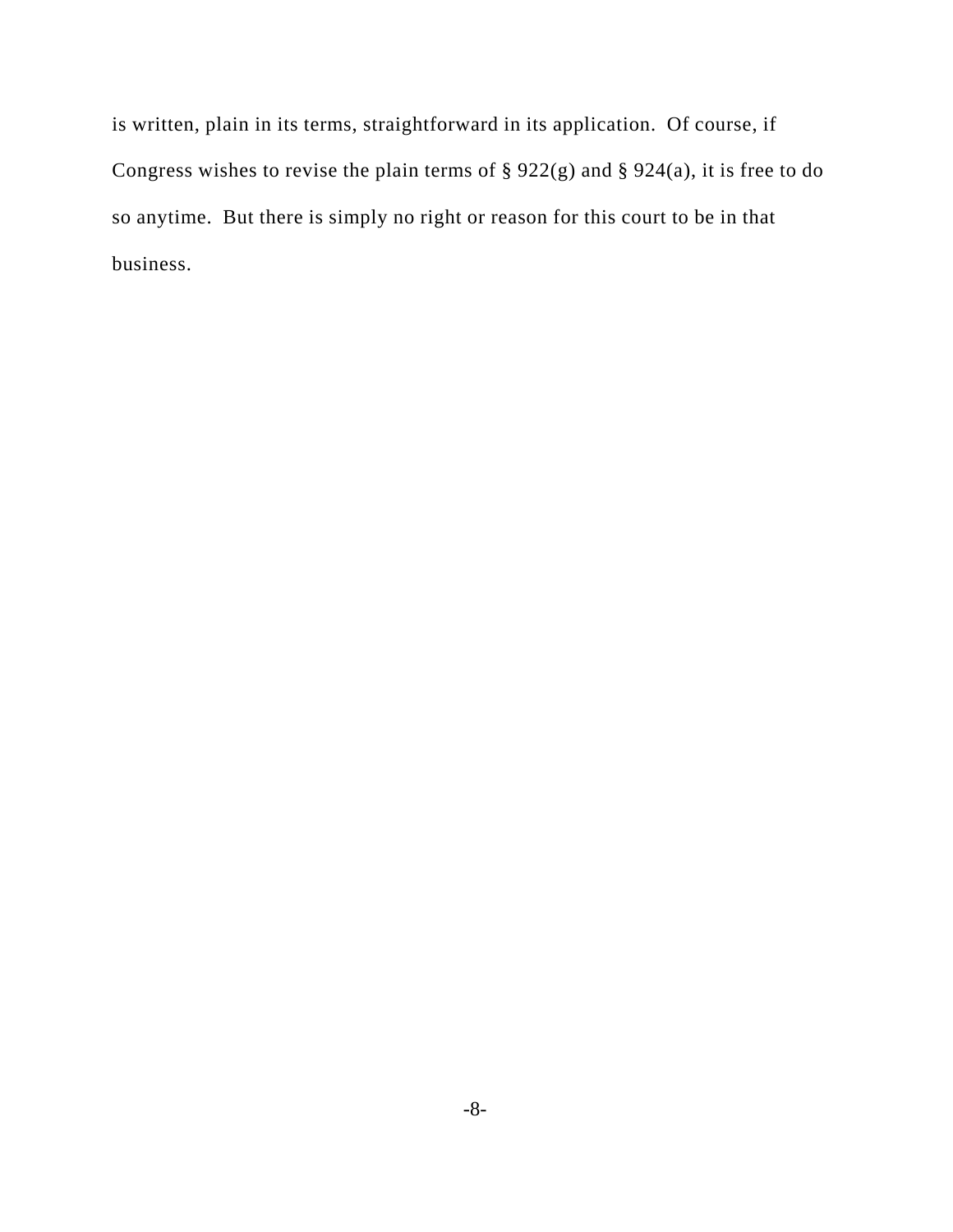is written, plain in its terms, straightforward in its application. Of course, if Congress wishes to revise the plain terms of § 922(g) and § 924(a), it is free to do so anytime. But there is simply no right or reason for this court to be in that business.